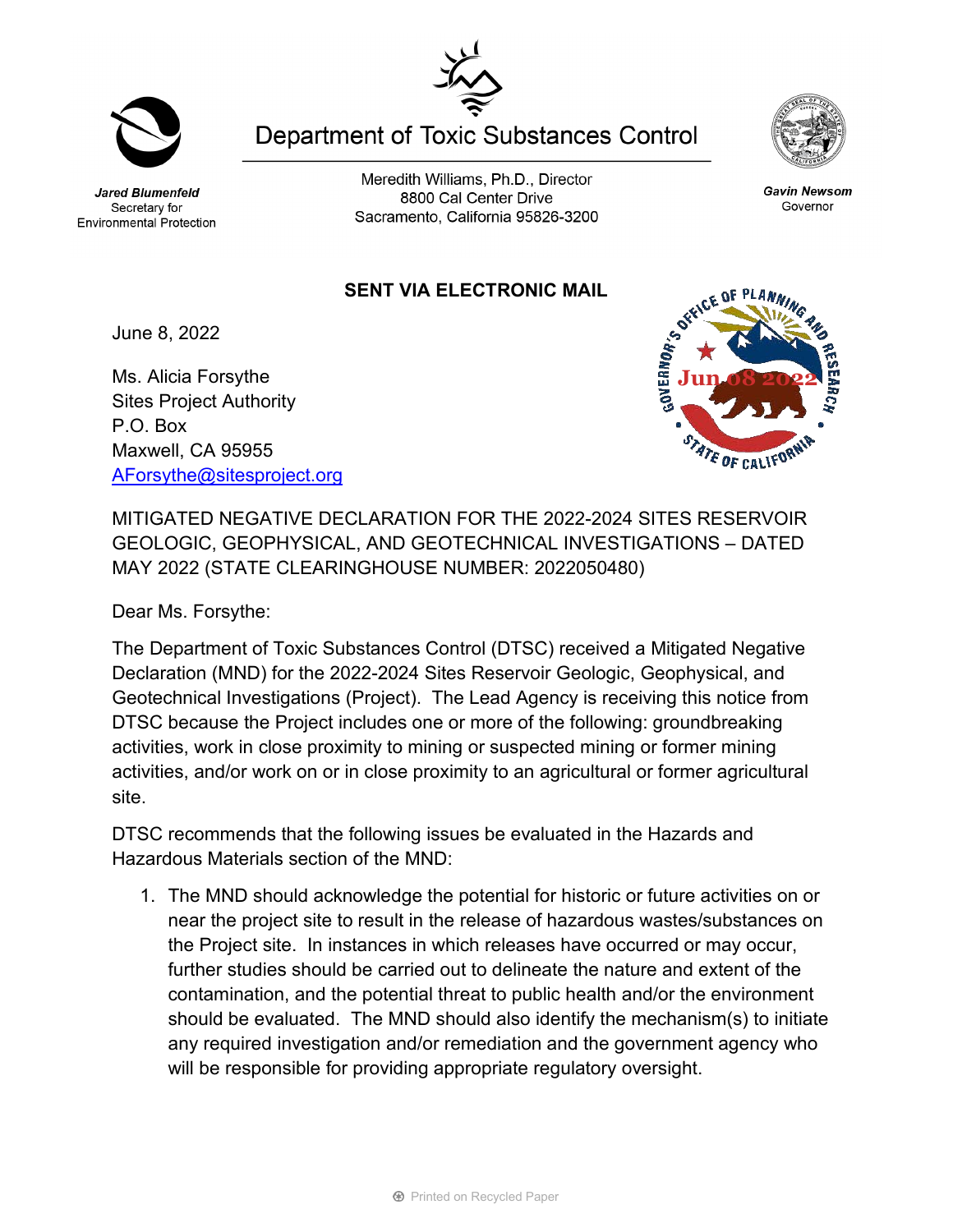# Department of Toxic Substances Control

***Jared Blumenfeld***
Secretary for
Environmental Protection

Meredith Williams, Ph.D., Director
8800 Cal Center Drive
Sacramento, California 95826-3200

***Gavin Newsom***
Governor

**SENT VIA ELECTRONIC MAIL**

Governor's Office of Planning and Research
Jun 08 2022
State of California

June 8, 2022

Ms. Alicia Forsythe
Sites Project Authority
P.O. Box
Maxwell, CA 95955
AForsythe@sitesproject.org

MITIGATED NEGATIVE DECLARATION FOR THE 2022-2024 SITES RESERVOIR GEOLOGIC, GEOPHYSICAL, AND GEOTECHNICAL INVESTIGATIONS – DATED MAY 2022 (STATE CLEARINGHOUSE NUMBER: 2022050480)

Dear Ms. Forsythe:

The Department of Toxic Substances Control (DTSC) received a Mitigated Negative Declaration (MND) for the 2022-2024 Sites Reservoir Geologic, Geophysical, and Geotechnical Investigations (Project). The Lead Agency is receiving this notice from DTSC because the Project includes one or more of the following: groundbreaking activities, work in close proximity to mining or suspected mining or former mining activities, and/or work on or in close proximity to an agricultural or former agricultural site.

DTSC recommends that the following issues be evaluated in the Hazards and Hazardous Materials section of the MND:

1. The MND should acknowledge the potential for historic or future activities on or near the project site to result in the release of hazardous wastes/substances on the Project site. In instances in which releases have occurred or may occur, further studies should be carried out to delineate the nature and extent of the contamination, and the potential threat to public health and/or the environment should be evaluated. The MND should also identify the mechanism(s) to initiate any required investigation and/or remediation and the government agency who will be responsible for providing appropriate regulatory oversight.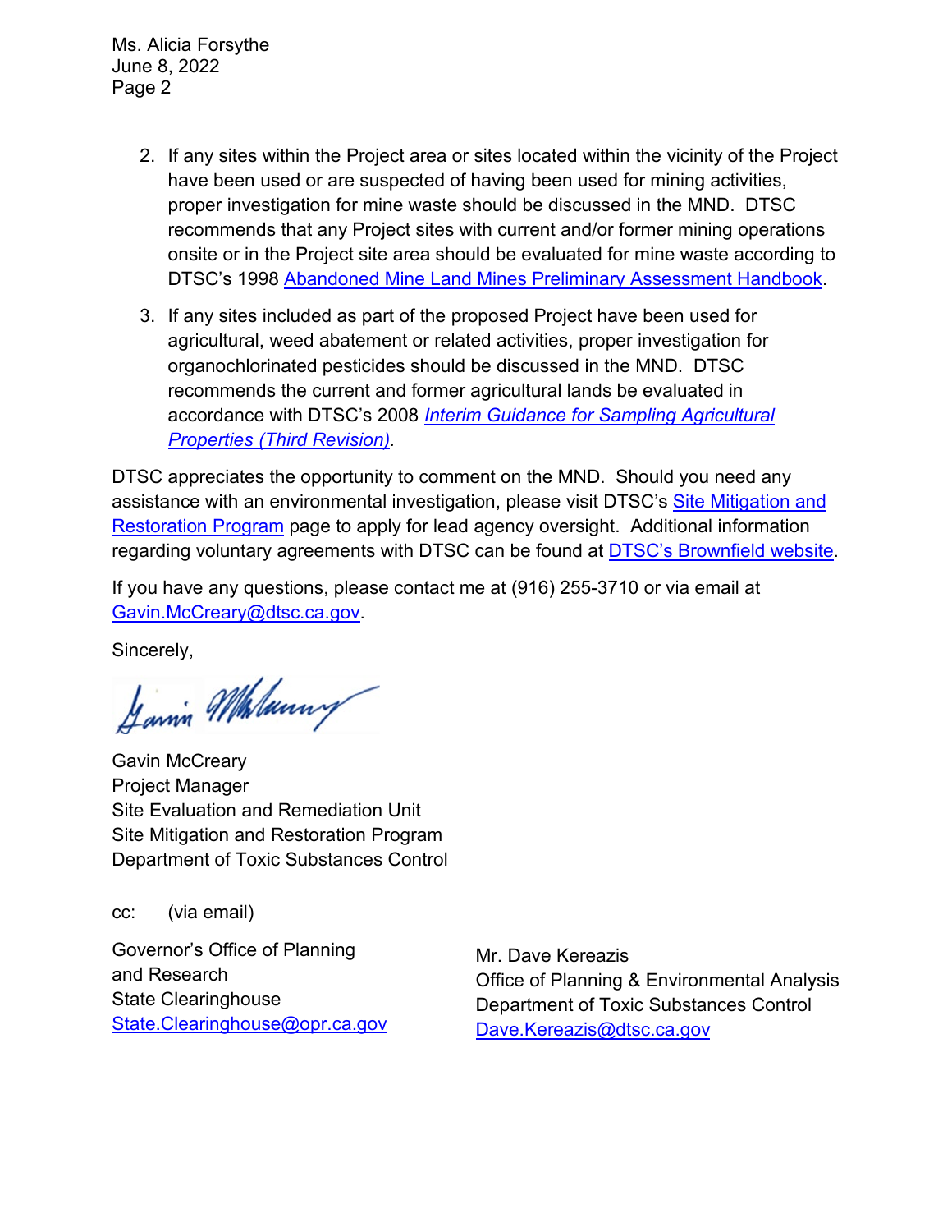2. If any sites within the Project area or sites located within the vicinity of the Project have been used or are suspected of having been used for mining activities, proper investigation for mine waste should be discussed in the MND. DTSC recommends that any Project sites with current and/or former mining operations onsite or in the Project site area should be evaluated for mine waste according to DTSC's 1998 Abandoned Mine Land Mines Preliminary Assessment Handbook.

3. If any sites included as part of the proposed Project have been used for agricultural, weed abatement or related activities, proper investigation for organochlorinated pesticides should be discussed in the MND. DTSC recommends the current and former agricultural lands be evaluated in accordance with DTSC's 2008 *Interim Guidance for Sampling Agricultural Properties (Third Revision)*.

DTSC appreciates the opportunity to comment on the MND. Should you need any assistance with an environmental investigation, please visit DTSC's Site Mitigation and Restoration Program page to apply for lead agency oversight. Additional information regarding voluntary agreements with DTSC can be found at DTSC's Brownfield website.

If you have any questions, please contact me at (916) 255-3710 or via email at Gavin.McCreary@dtsc.ca.gov.

Sincerely,

Gavin McCreary
Project Manager
Site Evaluation and Remediation Unit
Site Mitigation and Restoration Program
Department of Toxic Substances Control

cc: (via email)

Governor's Office of Planning and Research
State Clearinghouse
State.Clearinghouse@opr.ca.gov

Mr. Dave Kereazis
Office of Planning & Environmental Analysis
Department of Toxic Substances Control
Dave.Kereazis@dtsc.ca.gov